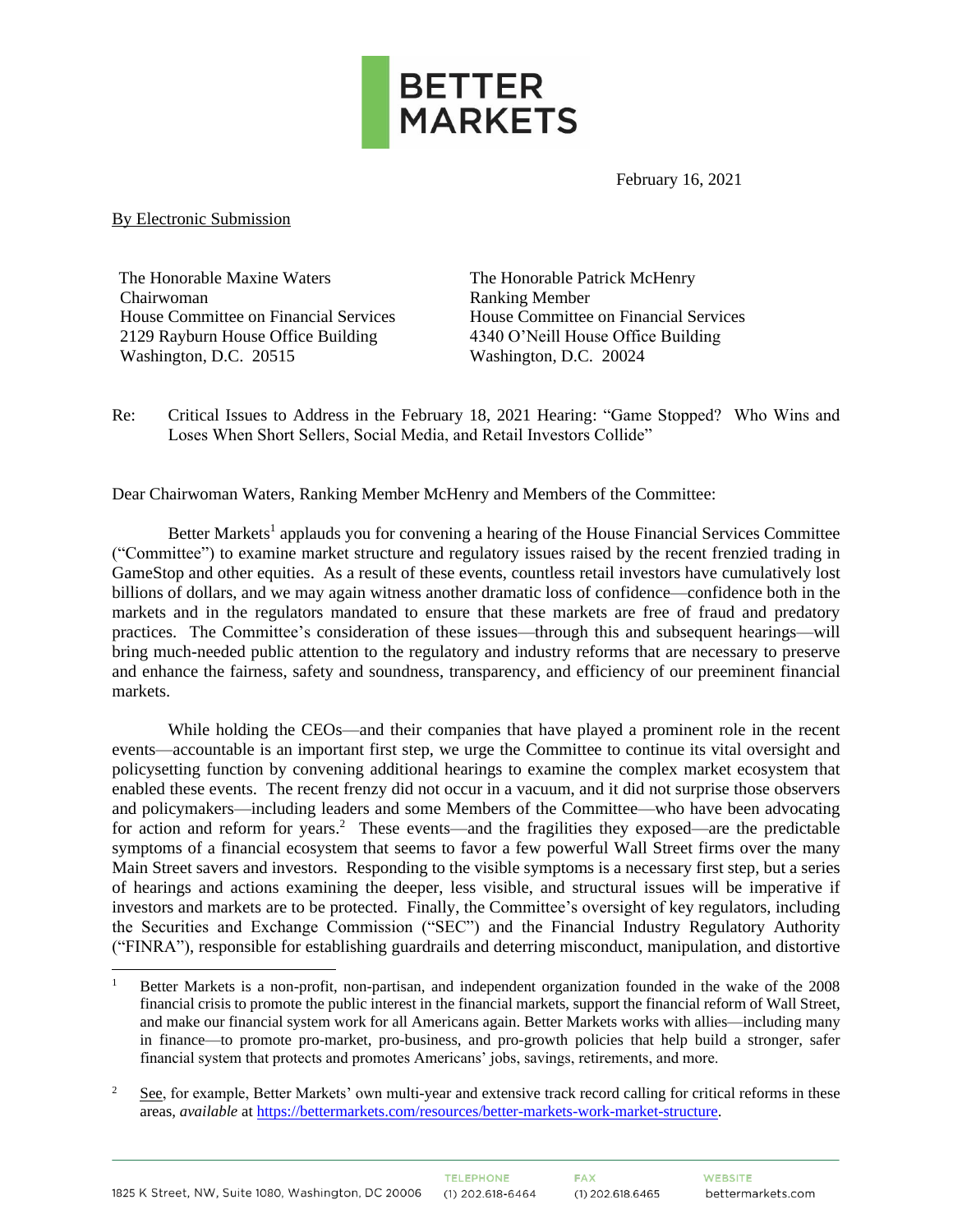BETTER MARKETS

February 16, 2021

By Electronic Submission

The Honorable Maxine Waters
Chairwoman
House Committee on Financial Services
2129 Rayburn House Office Building
Washington, D.C. 20515

The Honorable Patrick McHenry
Ranking Member
House Committee on Financial Services
4340 O'Neill House Office Building
Washington, D.C. 20024

Re: Critical Issues to Address in the February 18, 2021 Hearing: "Game Stopped? Who Wins and Loses When Short Sellers, Social Media, and Retail Investors Collide"

Dear Chairwoman Waters, Ranking Member McHenry and Members of the Committee:

Better Markets[1] applauds you for convening a hearing of the House Financial Services Committee ("Committee") to examine market structure and regulatory issues raised by the recent frenzied trading in GameStop and other equities. As a result of these events, countless retail investors have cumulatively lost billions of dollars, and we may again witness another dramatic loss of confidence—confidence both in the markets and in the regulators mandated to ensure that these markets are free of fraud and predatory practices. The Committee's consideration of these issues—through this and subsequent hearings—will bring much-needed public attention to the regulatory and industry reforms that are necessary to preserve and enhance the fairness, safety and soundness, transparency, and efficiency of our preeminent financial markets.

While holding the CEOs—and their companies that have played a prominent role in the recent events—accountable is an important first step, we urge the Committee to continue its vital oversight and policysetting function by convening additional hearings to examine the complex market ecosystem that enabled these events. The recent frenzy did not occur in a vacuum, and it did not surprise those observers and policymakers—including leaders and some Members of the Committee—who have been advocating for action and reform for years.[2] These events—and the fragilities they exposed—are the predictable symptoms of a financial ecosystem that seems to favor a few powerful Wall Street firms over the many Main Street savers and investors. Responding to the visible symptoms is a necessary first step, but a series of hearings and actions examining the deeper, less visible, and structural issues will be imperative if investors and markets are to be protected. Finally, the Committee's oversight of key regulators, including the Securities and Exchange Commission ("SEC") and the Financial Industry Regulatory Authority ("FINRA"), responsible for establishing guardrails and deterring misconduct, manipulation, and distortive

[1] Better Markets is a non-profit, non-partisan, and independent organization founded in the wake of the 2008 financial crisis to promote the public interest in the financial markets, support the financial reform of Wall Street, and make our financial system work for all Americans again. Better Markets works with allies—including many in finance—to promote pro-market, pro-business, and pro-growth policies that help build a stronger, safer financial system that protects and promotes Americans' jobs, savings, retirements, and more.

[2] See, for example, Better Markets' own multi-year and extensive track record calling for critical reforms in these areas, *available* at https://bettermarkets.com/resources/better-markets-work-market-structure.

1825 K Street, NW, Suite 1080, Washington, DC 20006 TELEPHONE (1) 202.618-6464 FAX (1) 202.618.6465 WEBSITE bettermarkets.com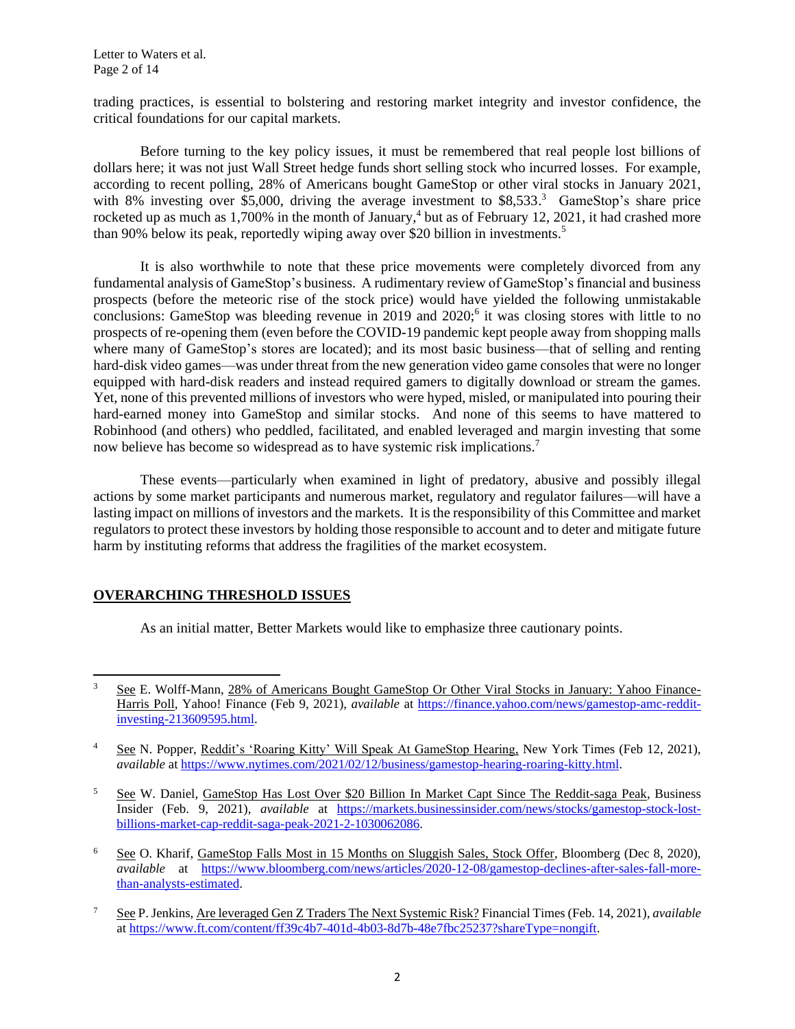trading practices, is essential to bolstering and restoring market integrity and investor confidence, the critical foundations for our capital markets.

Before turning to the key policy issues, it must be remembered that real people lost billions of dollars here; it was not just Wall Street hedge funds short selling stock who incurred losses. For example, according to recent polling, 28% of Americans bought GameStop or other viral stocks in January 2021, with 8% investing over $5,000, driving the average investment to $8,533.[3] GameStop's share price rocketed up as much as 1,700% in the month of January,[4] but as of February 12, 2021, it had crashed more than 90% below its peak, reportedly wiping away over $20 billion in investments.[5]

It is also worthwhile to note that these price movements were completely divorced from any fundamental analysis of GameStop's business. A rudimentary review of GameStop's financial and business prospects (before the meteoric rise of the stock price) would have yielded the following unmistakable conclusions: GameStop was bleeding revenue in 2019 and 2020;[6] it was closing stores with little to no prospects of re-opening them (even before the COVID-19 pandemic kept people away from shopping malls where many of GameStop's stores are located); and its most basic business—that of selling and renting hard-disk video games—was under threat from the new generation video game consoles that were no longer equipped with hard-disk readers and instead required gamers to digitally download or stream the games. Yet, none of this prevented millions of investors who were hyped, misled, or manipulated into pouring their hard-earned money into GameStop and similar stocks. And none of this seems to have mattered to Robinhood (and others) who peddled, facilitated, and enabled leveraged and margin investing that some now believe has become so widespread as to have systemic risk implications.[7]

These events—particularly when examined in light of predatory, abusive and possibly illegal actions by some market participants and numerous market, regulatory and regulator failures—will have a lasting impact on millions of investors and the markets. It is the responsibility of this Committee and market regulators to protect these investors by holding those responsible to account and to deter and mitigate future harm by instituting reforms that address the fragilities of the market ecosystem.

## OVERARCHING THRESHOLD ISSUES

As an initial matter, Better Markets would like to emphasize three cautionary points.

---

[3] See E. Wolff-Mann, 28% of Americans Bought GameStop Or Other Viral Stocks in January: Yahoo Finance-Harris Poll, Yahoo! Finance (Feb 9, 2021), *available* at https://finance.yahoo.com/news/gamestop-amc-reddit-investing-213609595.html.

[4] See N. Popper, Reddit's 'Roaring Kitty' Will Speak At GameStop Hearing, New York Times (Feb 12, 2021), *available* at https://www.nytimes.com/2021/02/12/business/gamestop-hearing-roaring-kitty.html.

[5] See W. Daniel, GameStop Has Lost Over $20 Billion In Market Capt Since The Reddit-saga Peak, Business Insider (Feb. 9, 2021), *available* at https://markets.businessinsider.com/news/stocks/gamestop-stock-lost-billions-market-cap-reddit-saga-peak-2021-2-1030062086.

[6] See O. Kharif, GameStop Falls Most in 15 Months on Sluggish Sales, Stock Offer, Bloomberg (Dec 8, 2020), *available* at https://www.bloomberg.com/news/articles/2020-12-08/gamestop-declines-after-sales-fall-more-than-analysts-estimated.

[7] See P. Jenkins, Are leveraged Gen Z Traders The Next Systemic Risk? Financial Times (Feb. 14, 2021), *available* at https://www.ft.com/content/ff39c4b7-401d-4b03-8d7b-48e7fbc25237?shareType=nongift.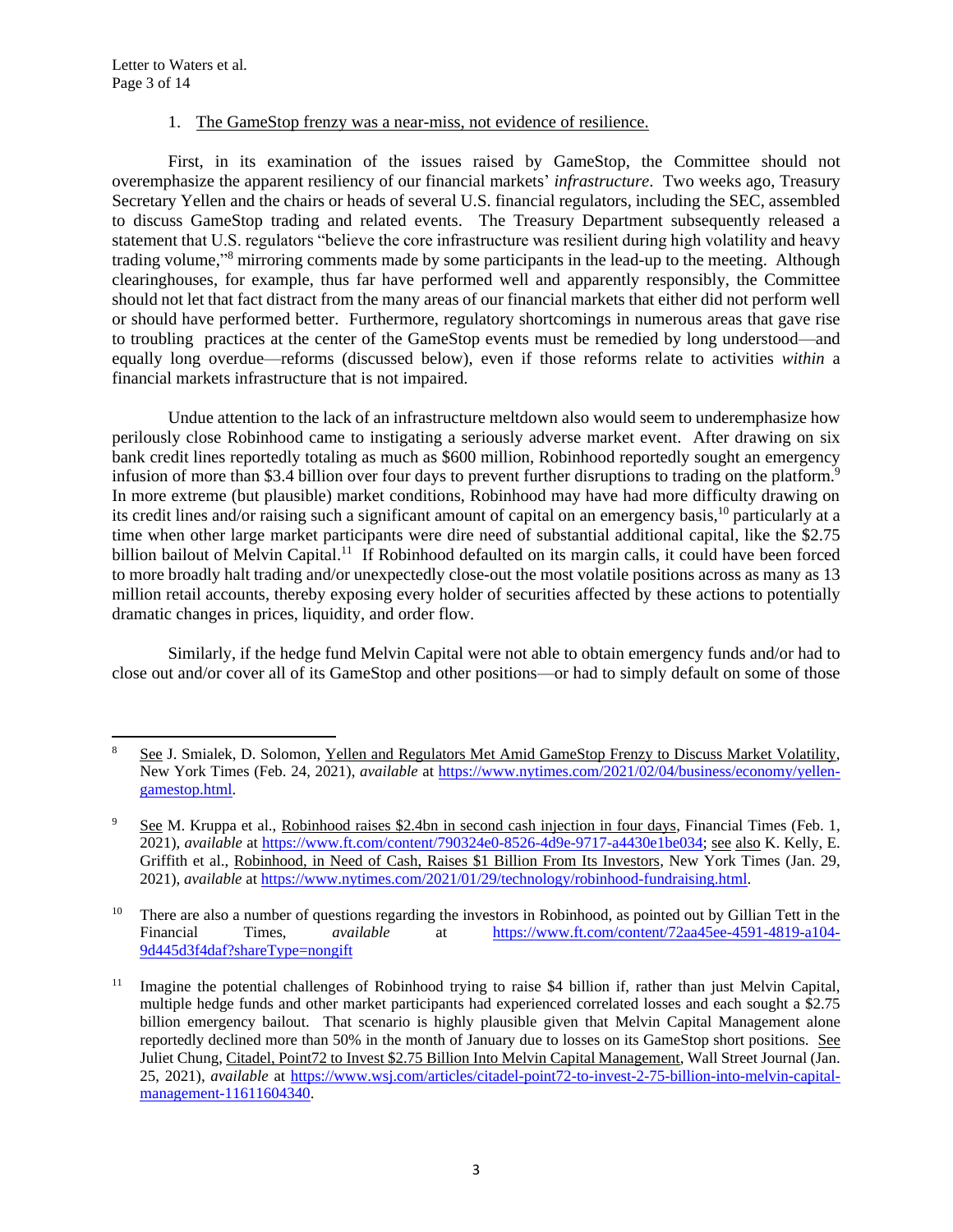1. The GameStop frenzy was a near-miss, not evidence of resilience.

First, in its examination of the issues raised by GameStop, the Committee should not overemphasize the apparent resiliency of our financial markets' *infrastructure*. Two weeks ago, Treasury Secretary Yellen and the chairs or heads of several U.S. financial regulators, including the SEC, assembled to discuss GameStop trading and related events. The Treasury Department subsequently released a statement that U.S. regulators "believe the core infrastructure was resilient during high volatility and heavy trading volume,"[8] mirroring comments made by some participants in the lead-up to the meeting. Although clearinghouses, for example, thus far have performed well and apparently responsibly, the Committee should not let that fact distract from the many areas of our financial markets that either did not perform well or should have performed better. Furthermore, regulatory shortcomings in numerous areas that gave rise to troubling practices at the center of the GameStop events must be remedied by long understood—and equally long overdue—reforms (discussed below), even if those reforms relate to activities *within* a financial markets infrastructure that is not impaired.

Undue attention to the lack of an infrastructure meltdown also would seem to underemphasize how perilously close Robinhood came to instigating a seriously adverse market event. After drawing on six bank credit lines reportedly totaling as much as $600 million, Robinhood reportedly sought an emergency infusion of more than $3.4 billion over four days to prevent further disruptions to trading on the platform.[9] In more extreme (but plausible) market conditions, Robinhood may have had more difficulty drawing on its credit lines and/or raising such a significant amount of capital on an emergency basis,[10] particularly at a time when other large market participants were dire need of substantial additional capital, like the $2.75 billion bailout of Melvin Capital.[11] If Robinhood defaulted on its margin calls, it could have been forced to more broadly halt trading and/or unexpectedly close-out the most volatile positions across as many as 13 million retail accounts, thereby exposing every holder of securities affected by these actions to potentially dramatic changes in prices, liquidity, and order flow.

Similarly, if the hedge fund Melvin Capital were not able to obtain emergency funds and/or had to close out and/or cover all of its GameStop and other positions—or had to simply default on some of those

---

[8] See J. Smialek, D. Solomon, Yellen and Regulators Met Amid GameStop Frenzy to Discuss Market Volatility, New York Times (Feb. 24, 2021), *available* at https://www.nytimes.com/2021/02/04/business/economy/yellen-gamestop.html.

[9] See M. Kruppa et al., Robinhood raises $2.4bn in second cash injection in four days, Financial Times (Feb. 1, 2021), *available* at https://www.ft.com/content/790324e0-8526-4d9e-9717-a4430e1be034; see also K. Kelly, E. Griffith et al., Robinhood, in Need of Cash, Raises $1 Billion From Its Investors, New York Times (Jan. 29, 2021), *available* at https://www.nytimes.com/2021/01/29/technology/robinhood-fundraising.html.

[10] There are also a number of questions regarding the investors in Robinhood, as pointed out by Gillian Tett in the Financial Times, *available* at https://www.ft.com/content/72aa45ee-4591-4819-a104-9d445d3f4daf?shareType=nongift

[11] Imagine the potential challenges of Robinhood trying to raise $4 billion if, rather than just Melvin Capital, multiple hedge funds and other market participants had experienced correlated losses and each sought a $2.75 billion emergency bailout. That scenario is highly plausible given that Melvin Capital Management alone reportedly declined more than 50% in the month of January due to losses on its GameStop short positions. See Juliet Chung, Citadel, Point72 to Invest $2.75 Billion Into Melvin Capital Management, Wall Street Journal (Jan. 25, 2021), *available* at https://www.wsj.com/articles/citadel-point72-to-invest-2-75-billion-into-melvin-capital-management-11611604340.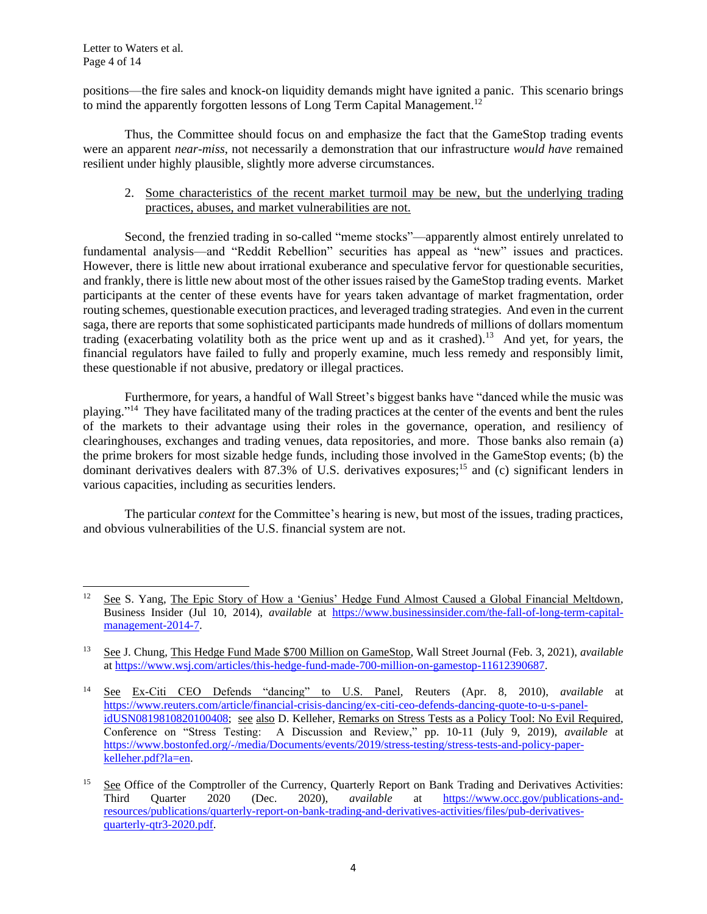positions—the fire sales and knock-on liquidity demands might have ignited a panic. This scenario brings to mind the apparently forgotten lessons of Long Term Capital Management.[12]

Thus, the Committee should focus on and emphasize the fact that the GameStop trading events were an apparent *near-miss*, not necessarily a demonstration that our infrastructure *would have* remained resilient under highly plausible, slightly more adverse circumstances.

2. Some characteristics of the recent market turmoil may be new, but the underlying trading practices, abuses, and market vulnerabilities are not.

Second, the frenzied trading in so-called "meme stocks"—apparently almost entirely unrelated to fundamental analysis—and "Reddit Rebellion" securities has appeal as "new" issues and practices. However, there is little new about irrational exuberance and speculative fervor for questionable securities, and frankly, there is little new about most of the other issues raised by the GameStop trading events. Market participants at the center of these events have for years taken advantage of market fragmentation, order routing schemes, questionable execution practices, and leveraged trading strategies. And even in the current saga, there are reports that some sophisticated participants made hundreds of millions of dollars momentum trading (exacerbating volatility both as the price went up and as it crashed).[13] And yet, for years, the financial regulators have failed to fully and properly examine, much less remedy and responsibly limit, these questionable if not abusive, predatory or illegal practices.

Furthermore, for years, a handful of Wall Street's biggest banks have "danced while the music was playing."[14] They have facilitated many of the trading practices at the center of the events and bent the rules of the markets to their advantage using their roles in the governance, operation, and resiliency of clearinghouses, exchanges and trading venues, data repositories, and more. Those banks also remain (a) the prime brokers for most sizable hedge funds, including those involved in the GameStop events; (b) the dominant derivatives dealers with 87.3% of U.S. derivatives exposures;[15] and (c) significant lenders in various capacities, including as securities lenders.

The particular *context* for the Committee's hearing is new, but most of the issues, trading practices, and obvious vulnerabilities of the U.S. financial system are not.

---

[12] See S. Yang, The Epic Story of How a 'Genius' Hedge Fund Almost Caused a Global Financial Meltdown, Business Insider (Jul 10, 2014), *available* at https://www.businessinsider.com/the-fall-of-long-term-capital-management-2014-7.

[13] See J. Chung, This Hedge Fund Made $700 Million on GameStop, Wall Street Journal (Feb. 3, 2021), *available* at https://www.wsj.com/articles/this-hedge-fund-made-700-million-on-gamestop-11612390687.

[14] See Ex-Citi CEO Defends "dancing" to U.S. Panel, Reuters (Apr. 8, 2010), *available* at https://www.reuters.com/article/financial-crisis-dancing/ex-citi-ceo-defends-dancing-quote-to-u-s-panel-idUSN0819810820100408; see also D. Kelleher, Remarks on Stress Tests as a Policy Tool: No Evil Required, Conference on "Stress Testing: A Discussion and Review," pp. 10-11 (July 9, 2019), *available* at https://www.bostonfed.org/-/media/Documents/events/2019/stress-testing/stress-tests-and-policy-paper-kelleher.pdf?la=en.

[15] See Office of the Comptroller of the Currency, Quarterly Report on Bank Trading and Derivatives Activities: Third Quarter 2020 (Dec. 2020), *available* at https://www.occ.gov/publications-and-resources/publications/quarterly-report-on-bank-trading-and-derivatives-activities/files/pub-derivatives-quarterly-qtr3-2020.pdf.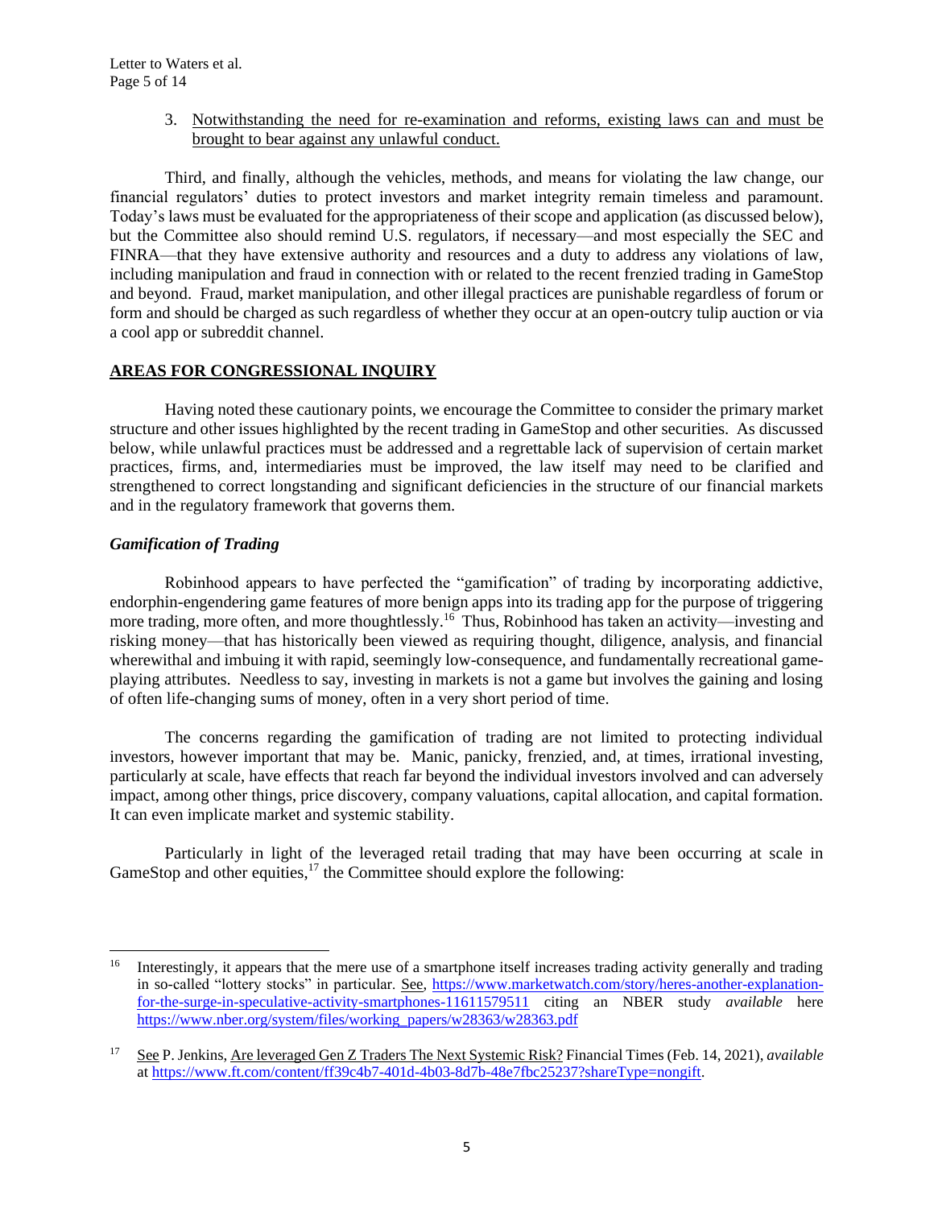3. <u>Notwithstanding the need for re-examination and reforms, existing laws can and must be brought to bear against any unlawful conduct.</u>

Third, and finally, although the vehicles, methods, and means for violating the law change, our financial regulators' duties to protect investors and market integrity remain timeless and paramount. Today's laws must be evaluated for the appropriateness of their scope and application (as discussed below), but the Committee also should remind U.S. regulators, if necessary—and most especially the SEC and FINRA—that they have extensive authority and resources and a duty to address any violations of law, including manipulation and fraud in connection with or related to the recent frenzied trading in GameStop and beyond. Fraud, market manipulation, and other illegal practices are punishable regardless of forum or form and should be charged as such regardless of whether they occur at an open-outcry tulip auction or via a cool app or subreddit channel.

## <u>AREAS FOR CONGRESSIONAL INQUIRY</u>

Having noted these cautionary points, we encourage the Committee to consider the primary market structure and other issues highlighted by the recent trading in GameStop and other securities. As discussed below, while unlawful practices must be addressed and a regrettable lack of supervision of certain market practices, firms, and, intermediaries must be improved, the law itself may need to be clarified and strengthened to correct longstanding and significant deficiencies in the structure of our financial markets and in the regulatory framework that governs them.

### *Gamification of Trading*

Robinhood appears to have perfected the "gamification" of trading by incorporating addictive, endorphin-engendering game features of more benign apps into its trading app for the purpose of triggering more trading, more often, and more thoughtlessly.[16] Thus, Robinhood has taken an activity—investing and risking money—that has historically been viewed as requiring thought, diligence, analysis, and financial wherewithal and imbuing it with rapid, seemingly low-consequence, and fundamentally recreational game-playing attributes. Needless to say, investing in markets is not a game but involves the gaining and losing of often life-changing sums of money, often in a very short period of time.

The concerns regarding the gamification of trading are not limited to protecting individual investors, however important that may be. Manic, panicky, frenzied, and, at times, irrational investing, particularly at scale, have effects that reach far beyond the individual investors involved and can adversely impact, among other things, price discovery, company valuations, capital allocation, and capital formation. It can even implicate market and systemic stability.

Particularly in light of the leveraged retail trading that may have been occurring at scale in GameStop and other equities,[17] the Committee should explore the following:

---

[16] Interestingly, it appears that the mere use of a smartphone itself increases trading activity generally and trading in so-called "lottery stocks" in particular. <u>See</u>, https://www.marketwatch.com/story/heres-another-explanation-for-the-surge-in-speculative-activity-smartphones-11611579511 citing an NBER study *available* here https://www.nber.org/system/files/working_papers/w28363/w28363.pdf

[17] <u>See</u> P. Jenkins, <u>Are leveraged Gen Z Traders The Next Systemic Risk?</u> Financial Times (Feb. 14, 2021), *available* at https://www.ft.com/content/ff39c4b7-401d-4b03-8d7b-48e7fbc25237?shareType=nongift.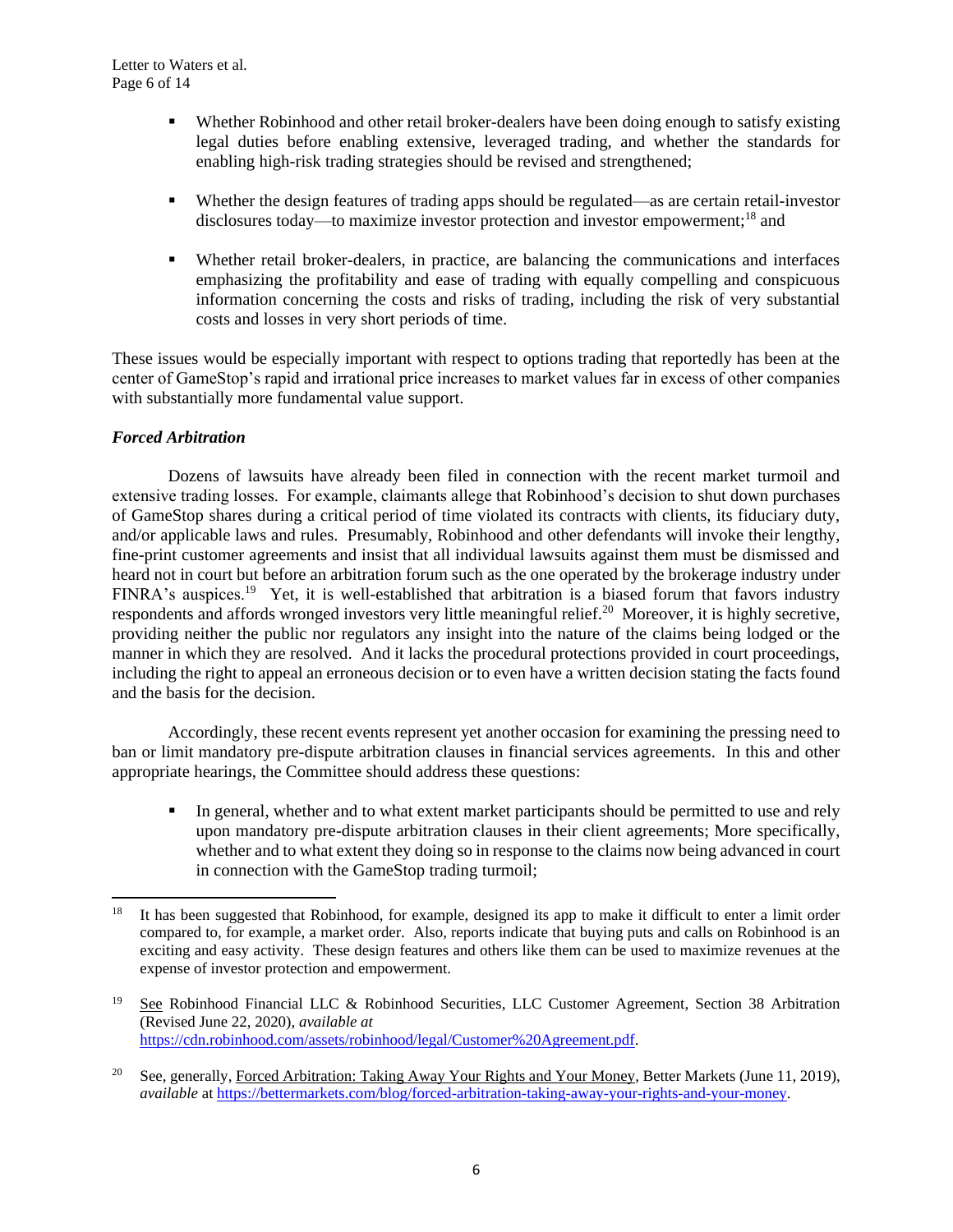- Whether Robinhood and other retail broker-dealers have been doing enough to satisfy existing legal duties before enabling extensive, leveraged trading, and whether the standards for enabling high-risk trading strategies should be revised and strengthened;

- Whether the design features of trading apps should be regulated—as are certain retail-investor disclosures today—to maximize investor protection and investor empowerment;[18] and

- Whether retail broker-dealers, in practice, are balancing the communications and interfaces emphasizing the profitability and ease of trading with equally compelling and conspicuous information concerning the costs and risks of trading, including the risk of very substantial costs and losses in very short periods of time.

These issues would be especially important with respect to options trading that reportedly has been at the center of GameStop's rapid and irrational price increases to market values far in excess of other companies with substantially more fundamental value support.

***Forced Arbitration***

Dozens of lawsuits have already been filed in connection with the recent market turmoil and extensive trading losses. For example, claimants allege that Robinhood's decision to shut down purchases of GameStop shares during a critical period of time violated its contracts with clients, its fiduciary duty, and/or applicable laws and rules. Presumably, Robinhood and other defendants will invoke their lengthy, fine-print customer agreements and insist that all individual lawsuits against them must be dismissed and heard not in court but before an arbitration forum such as the one operated by the brokerage industry under FINRA's auspices.[19] Yet, it is well-established that arbitration is a biased forum that favors industry respondents and affords wronged investors very little meaningful relief.[20] Moreover, it is highly secretive, providing neither the public nor regulators any insight into the nature of the claims being lodged or the manner in which they are resolved. And it lacks the procedural protections provided in court proceedings, including the right to appeal an erroneous decision or to even have a written decision stating the facts found and the basis for the decision.

Accordingly, these recent events represent yet another occasion for examining the pressing need to ban or limit mandatory pre-dispute arbitration clauses in financial services agreements. In this and other appropriate hearings, the Committee should address these questions:

- In general, whether and to what extent market participants should be permitted to use and rely upon mandatory pre-dispute arbitration clauses in their client agreements; More specifically, whether and to what extent they doing so in response to the claims now being advanced in court in connection with the GameStop trading turmoil;

---

[18] It has been suggested that Robinhood, for example, designed its app to make it difficult to enter a limit order compared to, for example, a market order. Also, reports indicate that buying puts and calls on Robinhood is an exciting and easy activity. These design features and others like them can be used to maximize revenues at the expense of investor protection and empowerment.

[19] See Robinhood Financial LLC & Robinhood Securities, LLC Customer Agreement, Section 38 Arbitration (Revised June 22, 2020), *available at* https://cdn.robinhood.com/assets/robinhood/legal/Customer%20Agreement.pdf.

[20] See, generally, Forced Arbitration: Taking Away Your Rights and Your Money, Better Markets (June 11, 2019), *available* at https://bettermarkets.com/blog/forced-arbitration-taking-away-your-rights-and-your-money.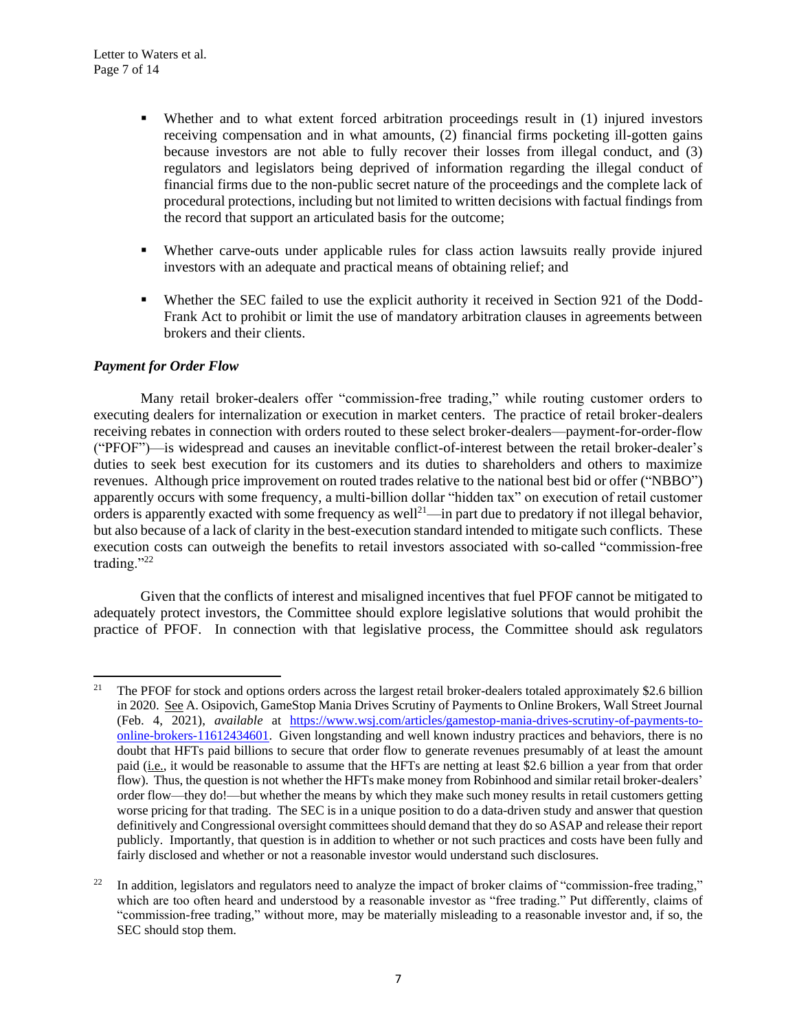- Whether and to what extent forced arbitration proceedings result in (1) injured investors receiving compensation and in what amounts, (2) financial firms pocketing ill-gotten gains because investors are not able to fully recover their losses from illegal conduct, and (3) regulators and legislators being deprived of information regarding the illegal conduct of financial firms due to the non-public secret nature of the proceedings and the complete lack of procedural protections, including but not limited to written decisions with factual findings from the record that support an articulated basis for the outcome;

- Whether carve-outs under applicable rules for class action lawsuits really provide injured investors with an adequate and practical means of obtaining relief; and

- Whether the SEC failed to use the explicit authority it received in Section 921 of the Dodd-Frank Act to prohibit or limit the use of mandatory arbitration clauses in agreements between brokers and their clients.

***Payment for Order Flow***

Many retail broker-dealers offer "commission-free trading," while routing customer orders to executing dealers for internalization or execution in market centers. The practice of retail broker-dealers receiving rebates in connection with orders routed to these select broker-dealers—payment-for-order-flow ("PFOF")—is widespread and causes an inevitable conflict-of-interest between the retail broker-dealer's duties to seek best execution for its customers and its duties to shareholders and others to maximize revenues. Although price improvement on routed trades relative to the national best bid or offer ("NBBO") apparently occurs with some frequency, a multi-billion dollar "hidden tax" on execution of retail customer orders is apparently exacted with some frequency as well[21]—in part due to predatory if not illegal behavior, but also because of a lack of clarity in the best-execution standard intended to mitigate such conflicts. These execution costs can outweigh the benefits to retail investors associated with so-called "commission-free trading."[22]

Given that the conflicts of interest and misaligned incentives that fuel PFOF cannot be mitigated to adequately protect investors, the Committee should explore legislative solutions that would prohibit the practice of PFOF. In connection with that legislative process, the Committee should ask regulators

---

[21] The PFOF for stock and options orders across the largest retail broker-dealers totaled approximately $2.6 billion in 2020. See A. Osipovich, GameStop Mania Drives Scrutiny of Payments to Online Brokers, Wall Street Journal (Feb. 4, 2021), *available* at https://www.wsj.com/articles/gamestop-mania-drives-scrutiny-of-payments-to-online-brokers-11612434601. Given longstanding and well known industry practices and behaviors, there is no doubt that HFTs paid billions to secure that order flow to generate revenues presumably of at least the amount paid (i.e., it would be reasonable to assume that the HFTs are netting at least $2.6 billion a year from that order flow). Thus, the question is not whether the HFTs make money from Robinhood and similar retail broker-dealers' order flow—they do!—but whether the means by which they make such money results in retail customers getting worse pricing for that trading. The SEC is in a unique position to do a data-driven study and answer that question definitively and Congressional oversight committees should demand that they do so ASAP and release their report publicly. Importantly, that question is in addition to whether or not such practices and costs have been fully and fairly disclosed and whether or not a reasonable investor would understand such disclosures.

[22] In addition, legislators and regulators need to analyze the impact of broker claims of "commission-free trading," which are too often heard and understood by a reasonable investor as "free trading." Put differently, claims of "commission-free trading," without more, may be materially misleading to a reasonable investor and, if so, the SEC should stop them.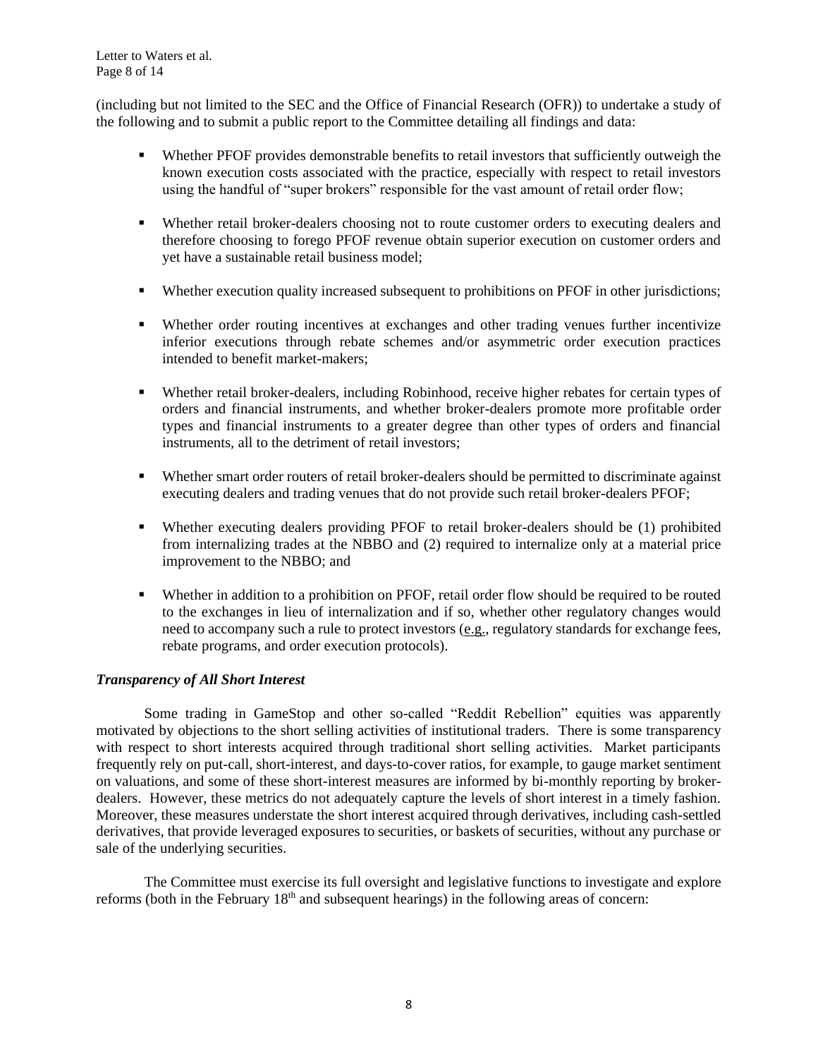(including but not limited to the SEC and the Office of Financial Research (OFR)) to undertake a study of the following and to submit a public report to the Committee detailing all findings and data:

- Whether PFOF provides demonstrable benefits to retail investors that sufficiently outweigh the known execution costs associated with the practice, especially with respect to retail investors using the handful of "super brokers" responsible for the vast amount of retail order flow;

- Whether retail broker-dealers choosing not to route customer orders to executing dealers and therefore choosing to forego PFOF revenue obtain superior execution on customer orders and yet have a sustainable retail business model;

- Whether execution quality increased subsequent to prohibitions on PFOF in other jurisdictions;

- Whether order routing incentives at exchanges and other trading venues further incentivize inferior executions through rebate schemes and/or asymmetric order execution practices intended to benefit market-makers;

- Whether retail broker-dealers, including Robinhood, receive higher rebates for certain types of orders and financial instruments, and whether broker-dealers promote more profitable order types and financial instruments to a greater degree than other types of orders and financial instruments, all to the detriment of retail investors;

- Whether smart order routers of retail broker-dealers should be permitted to discriminate against executing dealers and trading venues that do not provide such retail broker-dealers PFOF;

- Whether executing dealers providing PFOF to retail broker-dealers should be (1) prohibited from internalizing trades at the NBBO and (2) required to internalize only at a material price improvement to the NBBO; and

- Whether in addition to a prohibition on PFOF, retail order flow should be required to be routed to the exchanges in lieu of internalization and if so, whether other regulatory changes would need to accompany such a rule to protect investors (e.g., regulatory standards for exchange fees, rebate programs, and order execution protocols).

***Transparency of All Short Interest***

Some trading in GameStop and other so-called "Reddit Rebellion" equities was apparently motivated by objections to the short selling activities of institutional traders. There is some transparency with respect to short interests acquired through traditional short selling activities. Market participants frequently rely on put-call, short-interest, and days-to-cover ratios, for example, to gauge market sentiment on valuations, and some of these short-interest measures are informed by bi-monthly reporting by broker-dealers. However, these metrics do not adequately capture the levels of short interest in a timely fashion. Moreover, these measures understate the short interest acquired through derivatives, including cash-settled derivatives, that provide leveraged exposures to securities, or baskets of securities, without any purchase or sale of the underlying securities.

The Committee must exercise its full oversight and legislative functions to investigate and explore reforms (both in the February 18th and subsequent hearings) in the following areas of concern: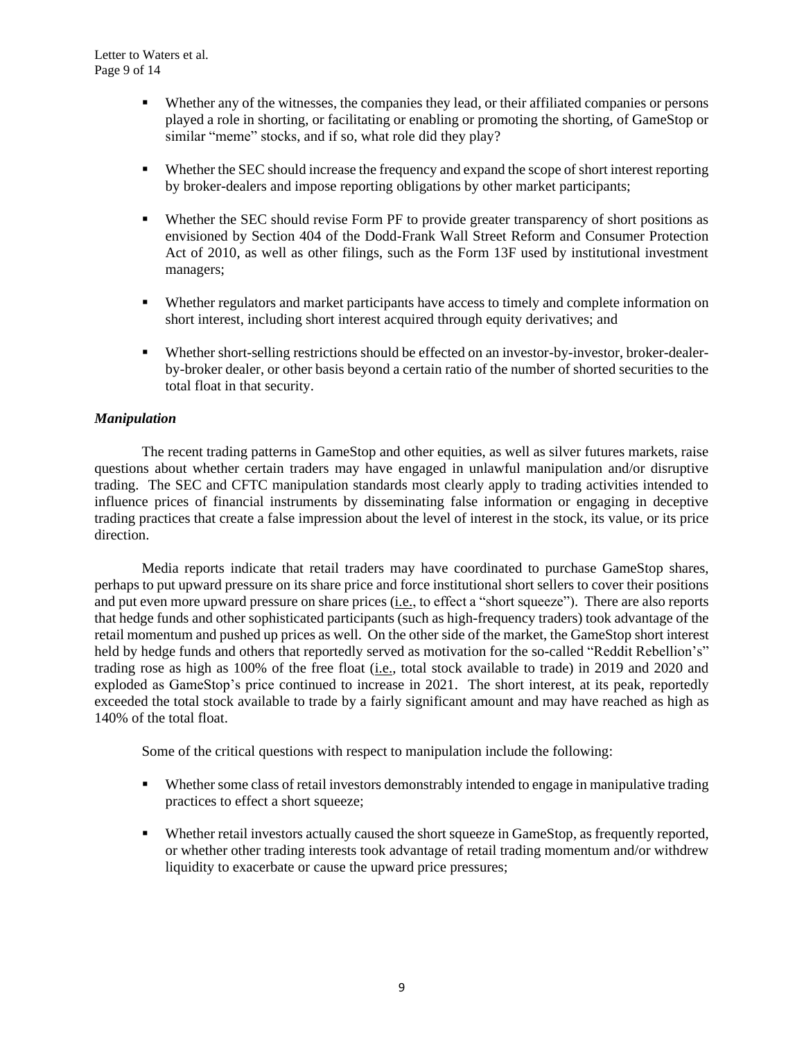- Whether any of the witnesses, the companies they lead, or their affiliated companies or persons played a role in shorting, or facilitating or enabling or promoting the shorting, of GameStop or similar "meme" stocks, and if so, what role did they play?

- Whether the SEC should increase the frequency and expand the scope of short interest reporting by broker-dealers and impose reporting obligations by other market participants;

- Whether the SEC should revise Form PF to provide greater transparency of short positions as envisioned by Section 404 of the Dodd-Frank Wall Street Reform and Consumer Protection Act of 2010, as well as other filings, such as the Form 13F used by institutional investment managers;

- Whether regulators and market participants have access to timely and complete information on short interest, including short interest acquired through equity derivatives; and

- Whether short-selling restrictions should be effected on an investor-by-investor, broker-dealer-by-broker dealer, or other basis beyond a certain ratio of the number of shorted securities to the total float in that security.

***Manipulation***

The recent trading patterns in GameStop and other equities, as well as silver futures markets, raise questions about whether certain traders may have engaged in unlawful manipulation and/or disruptive trading. The SEC and CFTC manipulation standards most clearly apply to trading activities intended to influence prices of financial instruments by disseminating false information or engaging in deceptive trading practices that create a false impression about the level of interest in the stock, its value, or its price direction.

Media reports indicate that retail traders may have coordinated to purchase GameStop shares, perhaps to put upward pressure on its share price and force institutional short sellers to cover their positions and put even more upward pressure on share prices (i.e., to effect a "short squeeze"). There are also reports that hedge funds and other sophisticated participants (such as high-frequency traders) took advantage of the retail momentum and pushed up prices as well. On the other side of the market, the GameStop short interest held by hedge funds and others that reportedly served as motivation for the so-called "Reddit Rebellion's" trading rose as high as 100% of the free float (i.e., total stock available to trade) in 2019 and 2020 and exploded as GameStop's price continued to increase in 2021. The short interest, at its peak, reportedly exceeded the total stock available to trade by a fairly significant amount and may have reached as high as 140% of the total float.

Some of the critical questions with respect to manipulation include the following:

- Whether some class of retail investors demonstrably intended to engage in manipulative trading practices to effect a short squeeze;

- Whether retail investors actually caused the short squeeze in GameStop, as frequently reported, or whether other trading interests took advantage of retail trading momentum and/or withdrew liquidity to exacerbate or cause the upward price pressures;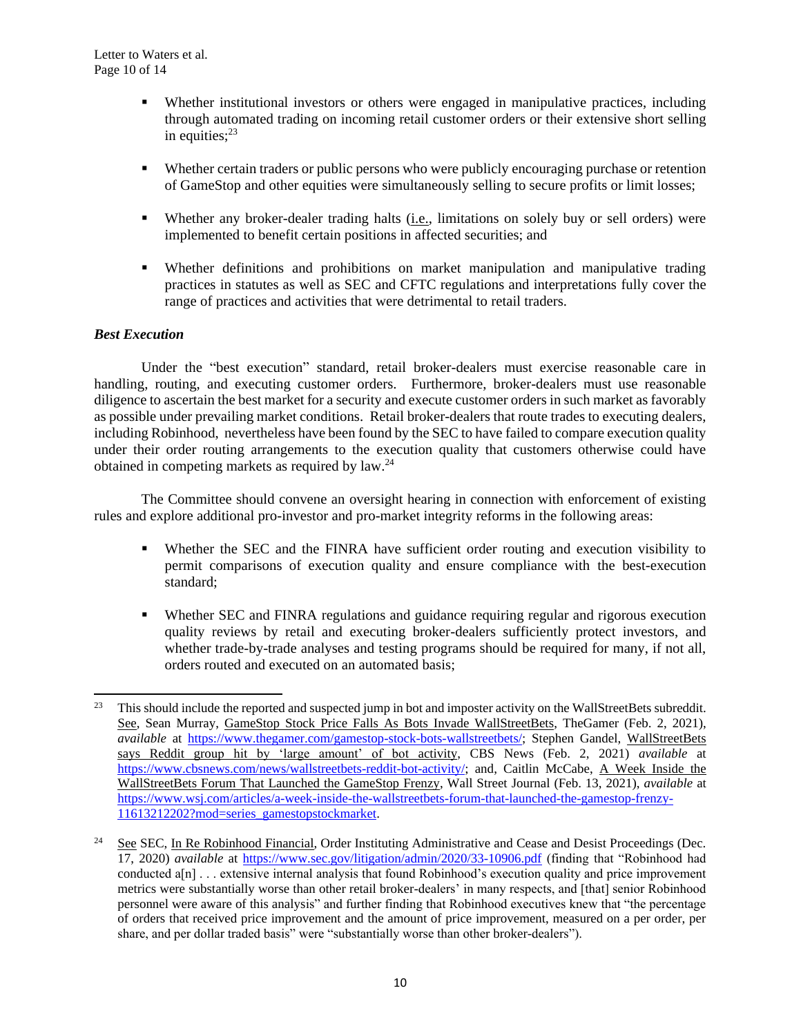- Whether institutional investors or others were engaged in manipulative practices, including through automated trading on incoming retail customer orders or their extensive short selling in equities;[23]

- Whether certain traders or public persons who were publicly encouraging purchase or retention of GameStop and other equities were simultaneously selling to secure profits or limit losses;

- Whether any broker-dealer trading halts (i.e., limitations on solely buy or sell orders) were implemented to benefit certain positions in affected securities; and

- Whether definitions and prohibitions on market manipulation and manipulative trading practices in statutes as well as SEC and CFTC regulations and interpretations fully cover the range of practices and activities that were detrimental to retail traders.

***Best Execution***

Under the "best execution" standard, retail broker-dealers must exercise reasonable care in handling, routing, and executing customer orders. Furthermore, broker-dealers must use reasonable diligence to ascertain the best market for a security and execute customer orders in such market as favorably as possible under prevailing market conditions. Retail broker-dealers that route trades to executing dealers, including Robinhood, nevertheless have been found by the SEC to have failed to compare execution quality under their order routing arrangements to the execution quality that customers otherwise could have obtained in competing markets as required by law.[24]

The Committee should convene an oversight hearing in connection with enforcement of existing rules and explore additional pro-investor and pro-market integrity reforms in the following areas:

- Whether the SEC and the FINRA have sufficient order routing and execution visibility to permit comparisons of execution quality and ensure compliance with the best-execution standard;

- Whether SEC and FINRA regulations and guidance requiring regular and rigorous execution quality reviews by retail and executing broker-dealers sufficiently protect investors, and whether trade-by-trade analyses and testing programs should be required for many, if not all, orders routed and executed on an automated basis;

---

[23] This should include the reported and suspected jump in bot and imposter activity on the WallStreetBets subreddit. See, Sean Murray, GameStop Stock Price Falls As Bots Invade WallStreetBets, TheGamer (Feb. 2, 2021), *available* at https://www.thegamer.com/gamestop-stock-bots-wallstreetbets/; Stephen Gandel, WallStreetBets says Reddit group hit by 'large amount' of bot activity, CBS News (Feb. 2, 2021) *available* at https://www.cbsnews.com/news/wallstreetbets-reddit-bot-activity/; and, Caitlin McCabe, A Week Inside the WallStreetBets Forum That Launched the GameStop Frenzy, Wall Street Journal (Feb. 13, 2021), *available* at https://www.wsj.com/articles/a-week-inside-the-wallstreetbets-forum-that-launched-the-gamestop-frenzy-11613212202?mod=series_gamestopstockmarket.

[24] See SEC, In Re Robinhood Financial, Order Instituting Administrative and Cease and Desist Proceedings (Dec. 17, 2020) *available* at https://www.sec.gov/litigation/admin/2020/33-10906.pdf (finding that "Robinhood had conducted a[n] . . . extensive internal analysis that found Robinhood's execution quality and price improvement metrics were substantially worse than other retail broker-dealers' in many respects, and [that] senior Robinhood personnel were aware of this analysis" and further finding that Robinhood executives knew that "the percentage of orders that received price improvement and the amount of price improvement, measured on a per order, per share, and per dollar traded basis" were "substantially worse than other broker-dealers").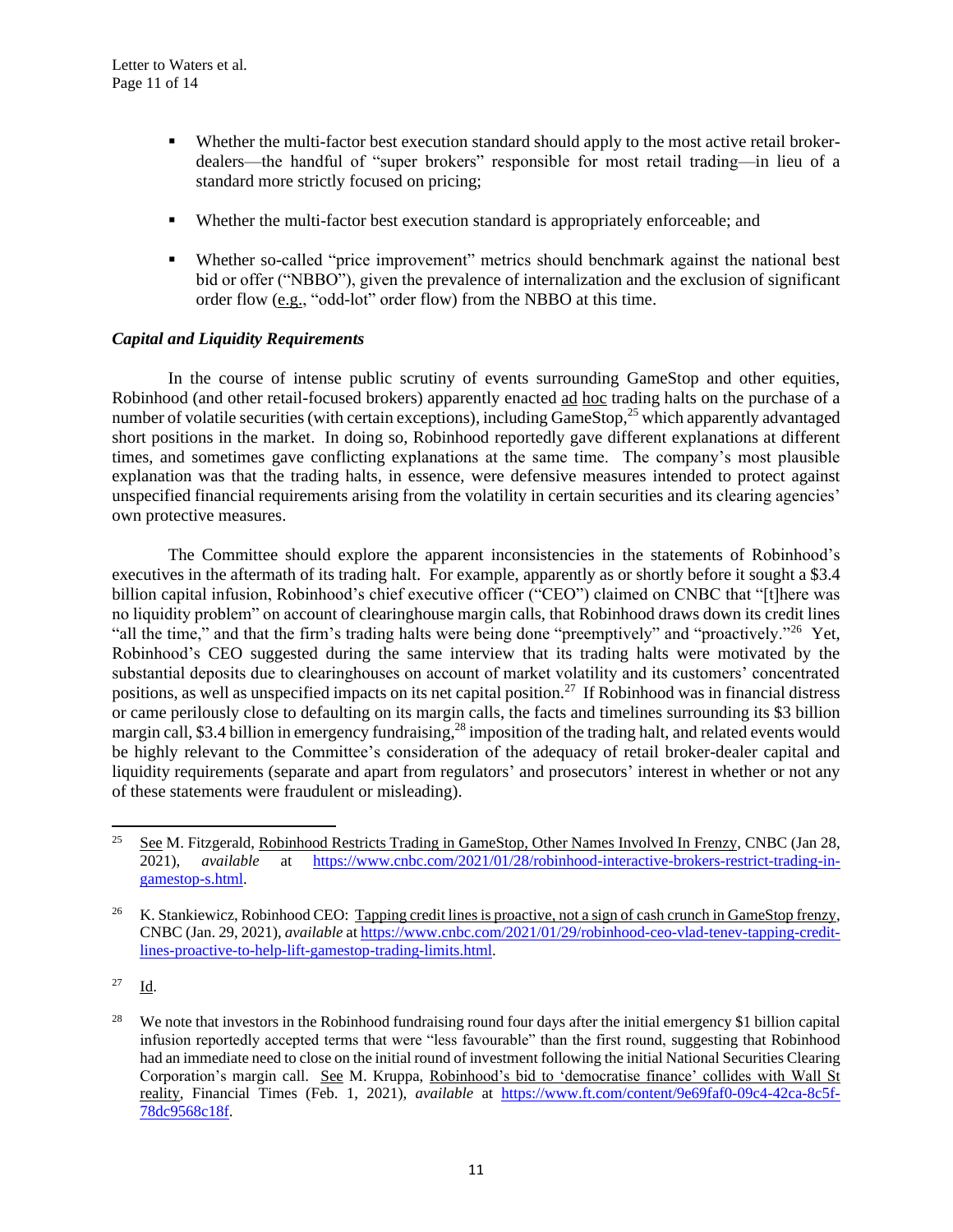- Whether the multi-factor best execution standard should apply to the most active retail broker-dealers—the handful of "super brokers" responsible for most retail trading—in lieu of a standard more strictly focused on pricing;

- Whether the multi-factor best execution standard is appropriately enforceable; and

- Whether so-called "price improvement" metrics should benchmark against the national best bid or offer ("NBBO"), given the prevalence of internalization and the exclusion of significant order flow (e.g., "odd-lot" order flow) from the NBBO at this time.

***Capital and Liquidity Requirements***

In the course of intense public scrutiny of events surrounding GameStop and other equities, Robinhood (and other retail-focused brokers) apparently enacted ad hoc trading halts on the purchase of a number of volatile securities (with certain exceptions), including GameStop,[25] which apparently advantaged short positions in the market. In doing so, Robinhood reportedly gave different explanations at different times, and sometimes gave conflicting explanations at the same time. The company's most plausible explanation was that the trading halts, in essence, were defensive measures intended to protect against unspecified financial requirements arising from the volatility in certain securities and its clearing agencies' own protective measures.

The Committee should explore the apparent inconsistencies in the statements of Robinhood's executives in the aftermath of its trading halt. For example, apparently as or shortly before it sought a \$3.4 billion capital infusion, Robinhood's chief executive officer ("CEO") claimed on CNBC that "[t]here was no liquidity problem" on account of clearinghouse margin calls, that Robinhood draws down its credit lines "all the time," and that the firm's trading halts were being done "preemptively" and "proactively."[26] Yet, Robinhood's CEO suggested during the same interview that its trading halts were motivated by the substantial deposits due to clearinghouses on account of market volatility and its customers' concentrated positions, as well as unspecified impacts on its net capital position.[27] If Robinhood was in financial distress or came perilously close to defaulting on its margin calls, the facts and timelines surrounding its \$3 billion margin call, \$3.4 billion in emergency fundraising,[28] imposition of the trading halt, and related events would be highly relevant to the Committee's consideration of the adequacy of retail broker-dealer capital and liquidity requirements (separate and apart from regulators' and prosecutors' interest in whether or not any of these statements were fraudulent or misleading).

---

[25] See M. Fitzgerald, Robinhood Restricts Trading in GameStop, Other Names Involved In Frenzy, CNBC (Jan 28, 2021), *available* at https://www.cnbc.com/2021/01/28/robinhood-interactive-brokers-restrict-trading-in-gamestop-s.html.

[26] K. Stankiewicz, Robinhood CEO: Tapping credit lines is proactive, not a sign of cash crunch in GameStop frenzy, CNBC (Jan. 29, 2021), *available* at https://www.cnbc.com/2021/01/29/robinhood-ceo-vlad-tenev-tapping-credit-lines-proactive-to-help-lift-gamestop-trading-limits.html.

[27] Id.

[28] We note that investors in the Robinhood fundraising round four days after the initial emergency \$1 billion capital infusion reportedly accepted terms that were "less favourable" than the first round, suggesting that Robinhood had an immediate need to close on the initial round of investment following the initial National Securities Clearing Corporation's margin call. See M. Kruppa, Robinhood's bid to 'democratise finance' collides with Wall St reality, Financial Times (Feb. 1, 2021), *available* at https://www.ft.com/content/9e69faf0-09c4-42ca-8c5f-78dc9568c18f.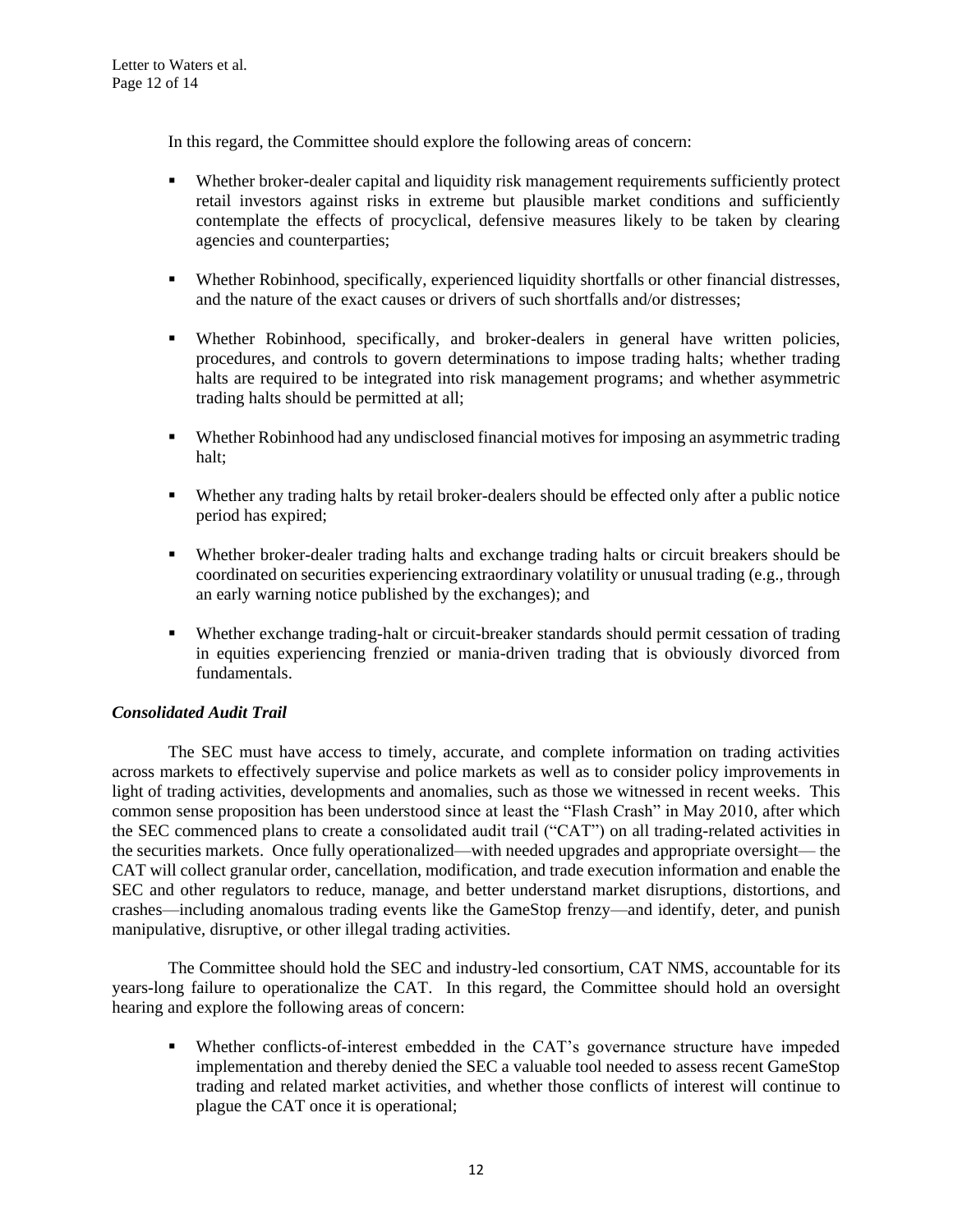In this regard, the Committee should explore the following areas of concern:

- Whether broker-dealer capital and liquidity risk management requirements sufficiently protect retail investors against risks in extreme but plausible market conditions and sufficiently contemplate the effects of procyclical, defensive measures likely to be taken by clearing agencies and counterparties;
- Whether Robinhood, specifically, experienced liquidity shortfalls or other financial distresses, and the nature of the exact causes or drivers of such shortfalls and/or distresses;
- Whether Robinhood, specifically, and broker-dealers in general have written policies, procedures, and controls to govern determinations to impose trading halts; whether trading halts are required to be integrated into risk management programs; and whether asymmetric trading halts should be permitted at all;
- Whether Robinhood had any undisclosed financial motives for imposing an asymmetric trading halt;
- Whether any trading halts by retail broker-dealers should be effected only after a public notice period has expired;
- Whether broker-dealer trading halts and exchange trading halts or circuit breakers should be coordinated on securities experiencing extraordinary volatility or unusual trading (e.g., through an early warning notice published by the exchanges); and
- Whether exchange trading-halt or circuit-breaker standards should permit cessation of trading in equities experiencing frenzied or mania-driven trading that is obviously divorced from fundamentals.

***Consolidated Audit Trail***

The SEC must have access to timely, accurate, and complete information on trading activities across markets to effectively supervise and police markets as well as to consider policy improvements in light of trading activities, developments and anomalies, such as those we witnessed in recent weeks. This common sense proposition has been understood since at least the "Flash Crash" in May 2010, after which the SEC commenced plans to create a consolidated audit trail ("CAT") on all trading-related activities in the securities markets. Once fully operationalized—with needed upgrades and appropriate oversight— the CAT will collect granular order, cancellation, modification, and trade execution information and enable the SEC and other regulators to reduce, manage, and better understand market disruptions, distortions, and crashes—including anomalous trading events like the GameStop frenzy—and identify, deter, and punish manipulative, disruptive, or other illegal trading activities.

The Committee should hold the SEC and industry-led consortium, CAT NMS, accountable for its years-long failure to operationalize the CAT. In this regard, the Committee should hold an oversight hearing and explore the following areas of concern:

- Whether conflicts-of-interest embedded in the CAT's governance structure have impeded implementation and thereby denied the SEC a valuable tool needed to assess recent GameStop trading and related market activities, and whether those conflicts of interest will continue to plague the CAT once it is operational;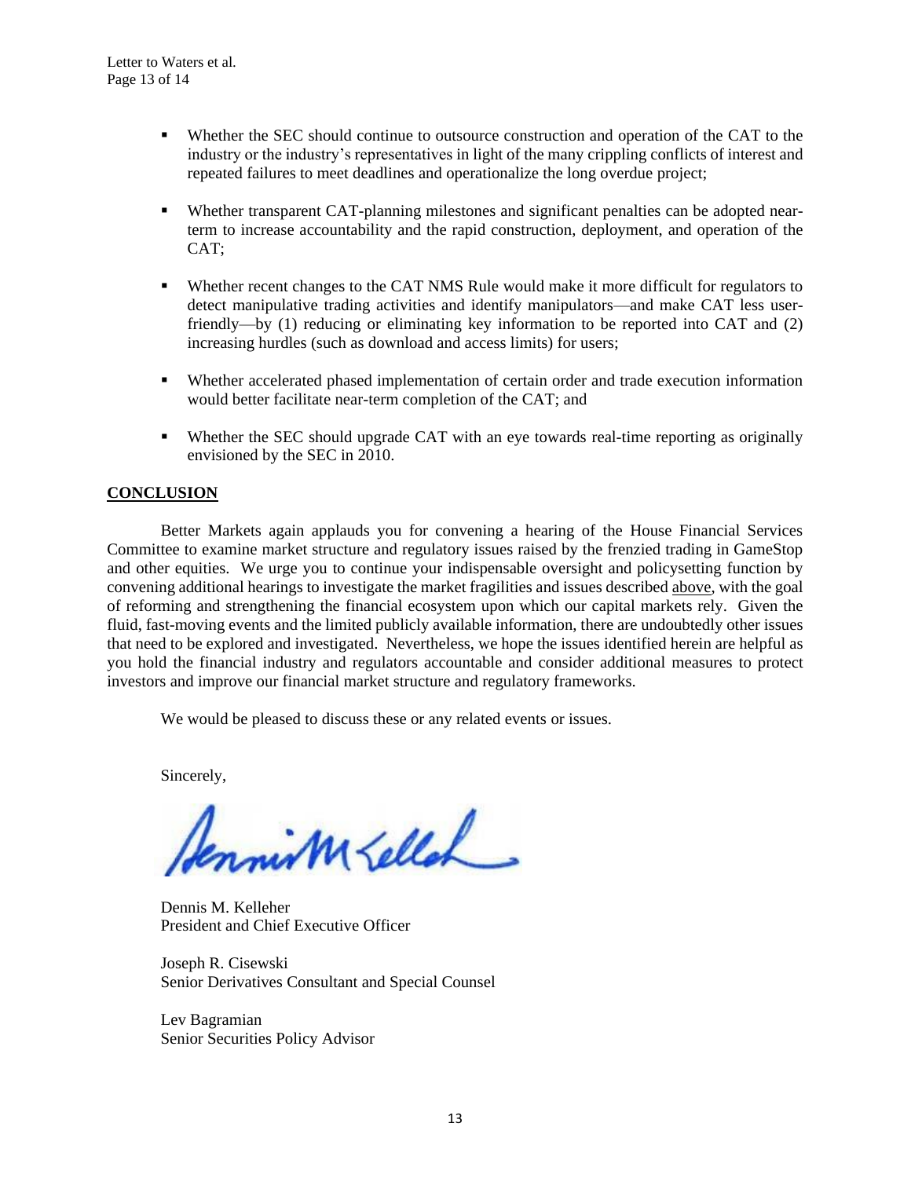- Whether the SEC should continue to outsource construction and operation of the CAT to the industry or the industry's representatives in light of the many crippling conflicts of interest and repeated failures to meet deadlines and operationalize the long overdue project;

- Whether transparent CAT-planning milestones and significant penalties can be adopted near-term to increase accountability and the rapid construction, deployment, and operation of the CAT;

- Whether recent changes to the CAT NMS Rule would make it more difficult for regulators to detect manipulative trading activities and identify manipulators—and make CAT less user-friendly—by (1) reducing or eliminating key information to be reported into CAT and (2) increasing hurdles (such as download and access limits) for users;

- Whether accelerated phased implementation of certain order and trade execution information would better facilitate near-term completion of the CAT; and

- Whether the SEC should upgrade CAT with an eye towards real-time reporting as originally envisioned by the SEC in 2010.

## CONCLUSION

Better Markets again applauds you for convening a hearing of the House Financial Services Committee to examine market structure and regulatory issues raised by the frenzied trading in GameStop and other equities. We urge you to continue your indispensable oversight and policysetting function by convening additional hearings to investigate the market fragilities and issues described above, with the goal of reforming and strengthening the financial ecosystem upon which our capital markets rely. Given the fluid, fast-moving events and the limited publicly available information, there are undoubtedly other issues that need to be explored and investigated. Nevertheless, we hope the issues identified herein are helpful as you hold the financial industry and regulators accountable and consider additional measures to protect investors and improve our financial market structure and regulatory frameworks.

We would be pleased to discuss these or any related events or issues.

Sincerely,

Dennis M. Kelleher
President and Chief Executive Officer

Joseph R. Cisewski
Senior Derivatives Consultant and Special Counsel

Lev Bagramian
Senior Securities Policy Advisor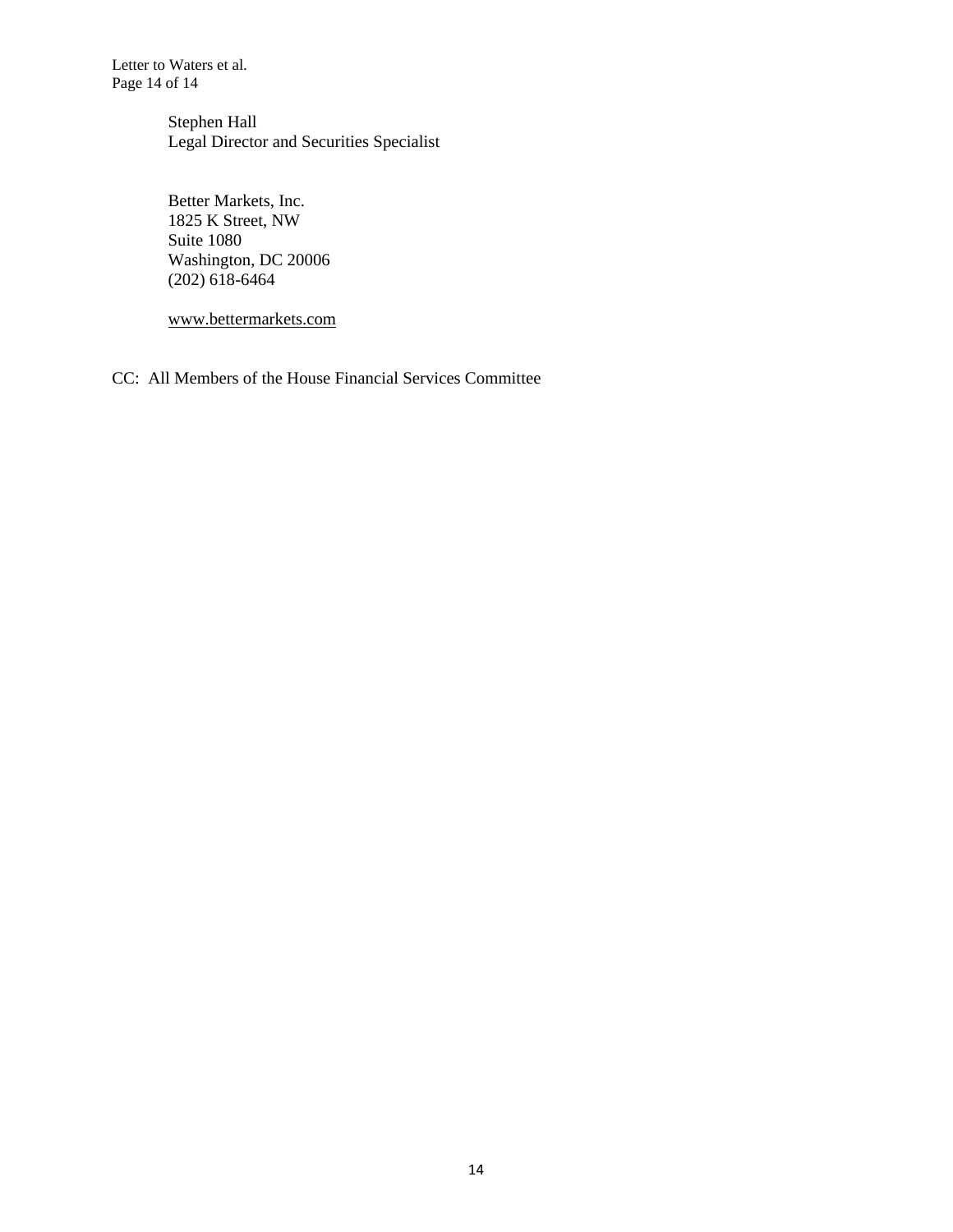Stephen Hall  
Legal Director and Securities Specialist

Better Markets, Inc.  
1825 K Street, NW  
Suite 1080  
Washington, DC 20006  
(202) 618-6464

www.bettermarkets.com

CC: All Members of the House Financial Services Committee